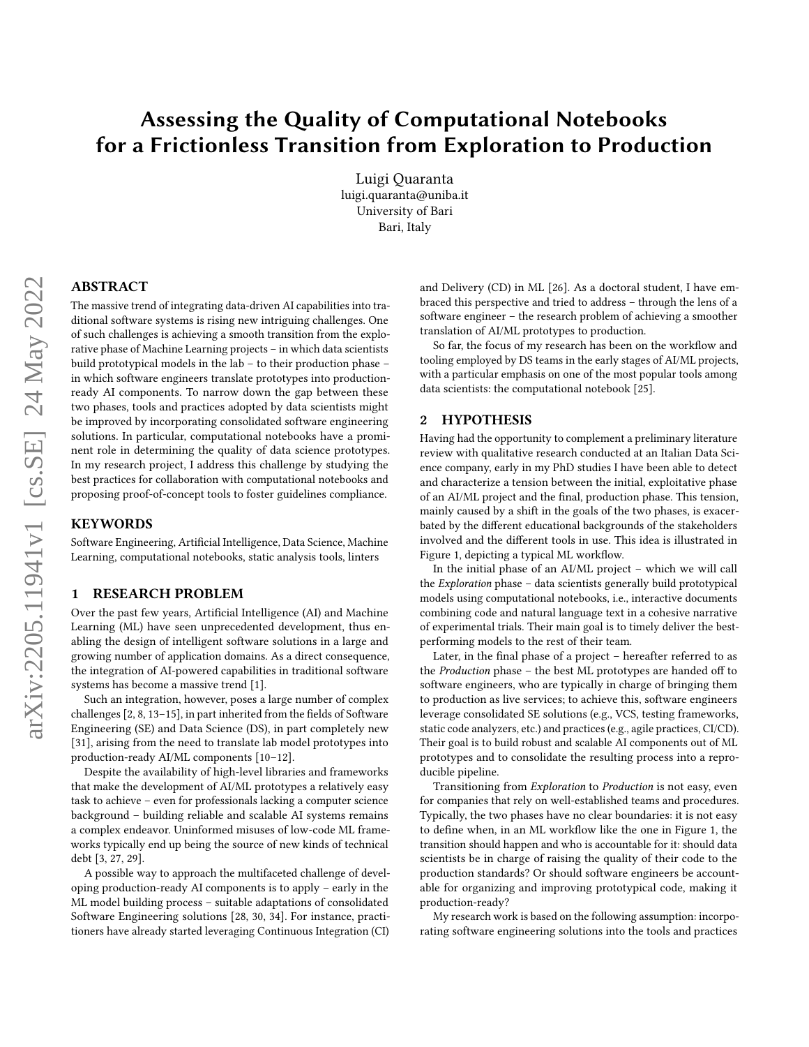# Assessing the Quality of Computational Notebooks for a Frictionless Transition from Exploration to Production

Luigi Quaranta
luigi.quaranta@uniba.it
University of Bari
Bari, Italy

## ABSTRACT

The massive trend of integrating data-driven AI capabilities into traditional software systems is rising new intriguing challenges. One of such challenges is achieving a smooth transition from the explorative phase of Machine Learning projects – in which data scientists build prototypical models in the lab – to their production phase – in which software engineers translate prototypes into production-ready AI components. To narrow down the gap between these two phases, tools and practices adopted by data scientists might be improved by incorporating consolidated software engineering solutions. In particular, computational notebooks have a prominent role in determining the quality of data science prototypes. In my research project, I address this challenge by studying the best practices for collaboration with computational notebooks and proposing proof-of-concept tools to foster guidelines compliance.

## KEYWORDS

Software Engineering, Artificial Intelligence, Data Science, Machine Learning, computational notebooks, static analysis tools, linters

## 1 RESEARCH PROBLEM

Over the past few years, Artificial Intelligence (AI) and Machine Learning (ML) have seen unprecedented development, thus enabling the design of intelligent software solutions in a large and growing number of application domains. As a direct consequence, the integration of AI-powered capabilities in traditional software systems has become a massive trend [1].

Such an integration, however, poses a large number of complex challenges [2, 8, 13–15], in part inherited from the fields of Software Engineering (SE) and Data Science (DS), in part completely new [31], arising from the need to translate lab model prototypes into production-ready AI/ML components [10–12].

Despite the availability of high-level libraries and frameworks that make the development of AI/ML prototypes a relatively easy task to achieve – even for professionals lacking a computer science background – building reliable and scalable AI systems remains a complex endeavor. Uninformed misuses of low-code ML frameworks typically end up being the source of new kinds of technical debt [3, 27, 29].

A possible way to approach the multifaceted challenge of developing production-ready AI components is to apply – early in the ML model building process – suitable adaptations of consolidated Software Engineering solutions [28, 30, 34]. For instance, practitioners have already started leveraging Continuous Integration (CI) and Delivery (CD) in ML [26]. As a doctoral student, I have embraced this perspective and tried to address – through the lens of a software engineer – the research problem of achieving a smoother translation of AI/ML prototypes to production.

So far, the focus of my research has been on the workflow and tooling employed by DS teams in the early stages of AI/ML projects, with a particular emphasis on one of the most popular tools among data scientists: the computational notebook [25].

## 2 HYPOTHESIS

Having had the opportunity to complement a preliminary literature review with qualitative research conducted at an Italian Data Science company, early in my PhD studies I have been able to detect and characterize a tension between the initial, exploitative phase of an AI/ML project and the final, production phase. This tension, mainly caused by a shift in the goals of the two phases, is exacerbated by the different educational backgrounds of the stakeholders involved and the different tools in use. This idea is illustrated in Figure 1, depicting a typical ML workflow.

In the initial phase of an AI/ML project – which we will call the *Exploration* phase – data scientists generally build prototypical models using computational notebooks, i.e., interactive documents combining code and natural language text in a cohesive narrative of experimental trials. Their main goal is to timely deliver the best-performing models to the rest of their team.

Later, in the final phase of a project – hereafter referred to as the *Production* phase – the best ML prototypes are handed off to software engineers, who are typically in charge of bringing them to production as live services; to achieve this, software engineers leverage consolidated SE solutions (e.g., VCS, testing frameworks, static code analyzers, etc.) and practices (e.g., agile practices, CI/CD). Their goal is to build robust and scalable AI components out of ML prototypes and to consolidate the resulting process into a reproducible pipeline.

Transitioning from *Exploration* to *Production* is not easy, even for companies that rely on well-established teams and procedures. Typically, the two phases have no clear boundaries: it is not easy to define when, in an ML workflow like the one in Figure 1, the transition should happen and who is accountable for it: should data scientists be in charge of raising the quality of their code to the production standards? Or should software engineers be accountable for organizing and improving prototypical code, making it production-ready?

My research work is based on the following assumption: incorporating software engineering solutions into the tools and practices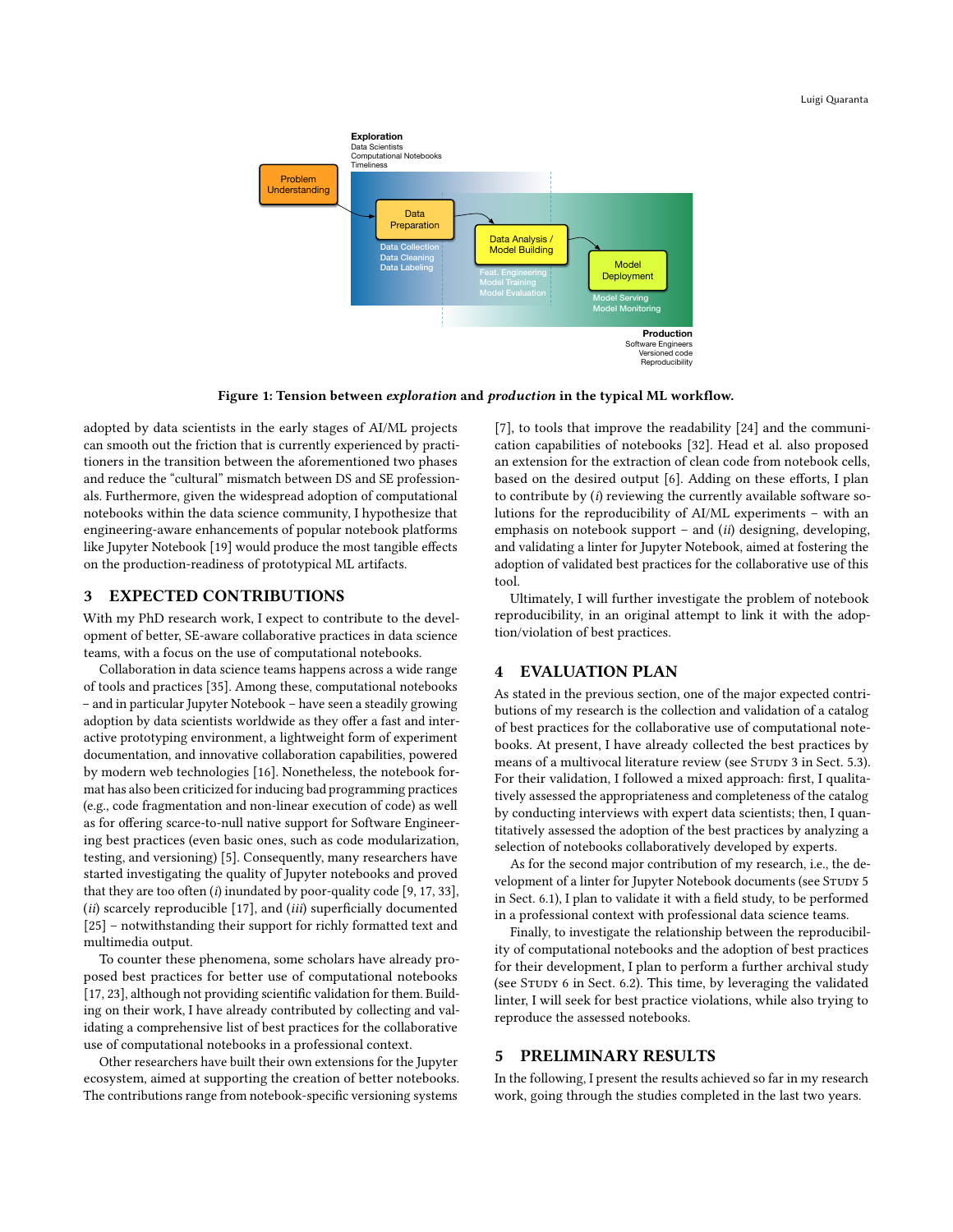Figure 1: Tension between *exploration* and *production* in the typical ML workflow.

adopted by data scientists in the early stages of AI/ML projects can smooth out the friction that is currently experienced by practitioners in the transition between the aforementioned two phases and reduce the "cultural" mismatch between DS and SE professionals. Furthermore, given the widespread adoption of computational notebooks within the data science community, I hypothesize that engineering-aware enhancements of popular notebook platforms like Jupyter Notebook [19] would produce the most tangible effects on the production-readiness of prototypical ML artifacts.

## 3 EXPECTED CONTRIBUTIONS

With my PhD research work, I expect to contribute to the development of better, SE-aware collaborative practices in data science teams, with a focus on the use of computational notebooks.

Collaboration in data science teams happens across a wide range of tools and practices [35]. Among these, computational notebooks – and in particular Jupyter Notebook – have seen a steadily growing adoption by data scientists worldwide as they offer a fast and interactive prototyping environment, a lightweight form of experiment documentation, and innovative collaboration capabilities, powered by modern web technologies [16]. Nonetheless, the notebook format has also been criticized for inducing bad programming practices (e.g., code fragmentation and non-linear execution of code) as well as for offering scarce-to-null native support for Software Engineering best practices (even basic ones, such as code modularization, testing, and versioning) [5]. Consequently, many researchers have started investigating the quality of Jupyter notebooks and proved that they are too often (*i*) inundated by poor-quality code [9, 17, 33], (*ii*) scarcely reproducible [17], and (*iii*) superficially documented [25] – notwithstanding their support for richly formatted text and multimedia output.

To counter these phenomena, some scholars have already proposed best practices for better use of computational notebooks [17, 23], although not providing scientific validation for them. Building on their work, I have already contributed by collecting and validating a comprehensive list of best practices for the collaborative use of computational notebooks in a professional context.

Other researchers have built their own extensions for the Jupyter ecosystem, aimed at supporting the creation of better notebooks. The contributions range from notebook-specific versioning systems [7], to tools that improve the readability [24] and the communication capabilities of notebooks [32]. Head et al. also proposed an extension for the extraction of clean code from notebook cells, based on the desired output [6]. Adding on these efforts, I plan to contribute by (*i*) reviewing the currently available software solutions for the reproducibility of AI/ML experiments – with an emphasis on notebook support – and (*ii*) designing, developing, and validating a linter for Jupyter Notebook, aimed at fostering the adoption of validated best practices for the collaborative use of this tool.

Ultimately, I will further investigate the problem of notebook reproducibility, in an original attempt to link it with the adoption/violation of best practices.

## 4 EVALUATION PLAN

As stated in the previous section, one of the major expected contributions of my research is the collection and validation of a catalog of best practices for the collaborative use of computational notebooks. At present, I have already collected the best practices by means of a multivocal literature review (see STUDY 3 in Sect. 5.3). For their validation, I followed a mixed approach: first, I qualitatively assessed the appropriateness and completeness of the catalog by conducting interviews with expert data scientists; then, I quantitatively assessed the adoption of the best practices by analyzing a selection of notebooks collaboratively developed by experts.

As for the second major contribution of my research, i.e., the development of a linter for Jupyter Notebook documents (see STUDY 5 in Sect. 6.1), I plan to validate it with a field study, to be performed in a professional context with professional data science teams.

Finally, to investigate the relationship between the reproducibility of computational notebooks and the adoption of best practices for their development, I plan to perform a further archival study (see STUDY 6 in Sect. 6.2). This time, by leveraging the validated linter, I will seek for best practice violations, while also trying to reproduce the assessed notebooks.

## 5 PRELIMINARY RESULTS

In the following, I present the results achieved so far in my research work, going through the studies completed in the last two years.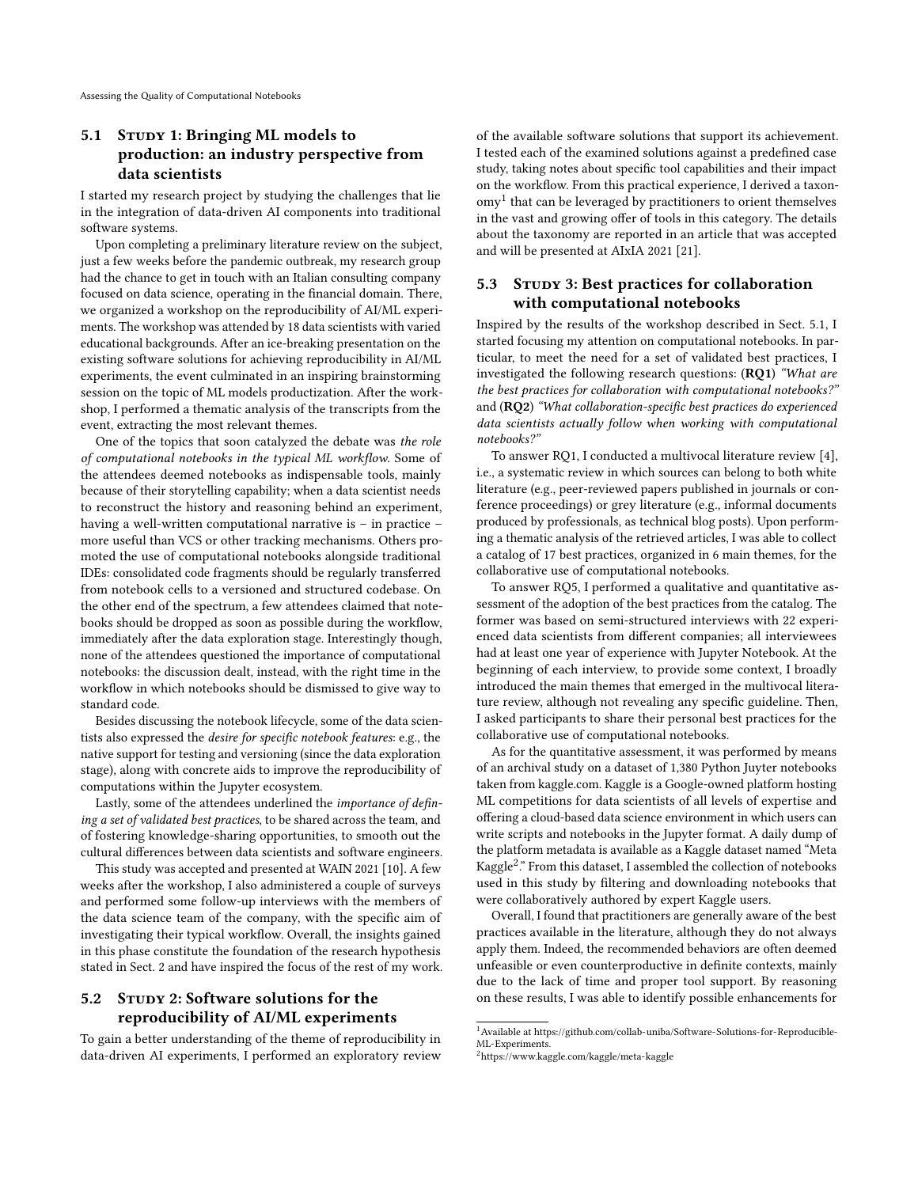### 5.1 Study 1: Bringing ML models to production: an industry perspective from data scientists

I started my research project by studying the challenges that lie in the integration of data-driven AI components into traditional software systems.

Upon completing a preliminary literature review on the subject, just a few weeks before the pandemic outbreak, my research group had the chance to get in touch with an Italian consulting company focused on data science, operating in the financial domain. There, we organized a workshop on the reproducibility of AI/ML experiments. The workshop was attended by 18 data scientists with varied educational backgrounds. After an ice-breaking presentation on the existing software solutions for achieving reproducibility in AI/ML experiments, the event culminated in an inspiring brainstorming session on the topic of ML models productization. After the workshop, I performed a thematic analysis of the transcripts from the event, extracting the most relevant themes.

One of the topics that soon catalyzed the debate was *the role of computational notebooks in the typical ML workflow*. Some of the attendees deemed notebooks as indispensable tools, mainly because of their storytelling capability; when a data scientist needs to reconstruct the history and reasoning behind an experiment, having a well-written computational narrative is – in practice – more useful than VCS or other tracking mechanisms. Others promoted the use of computational notebooks alongside traditional IDEs: consolidated code fragments should be regularly transferred from notebook cells to a versioned and structured codebase. On the other end of the spectrum, a few attendees claimed that notebooks should be dropped as soon as possible during the workflow, immediately after the data exploration stage. Interestingly though, none of the attendees questioned the importance of computational notebooks: the discussion dealt, instead, with the right time in the workflow in which notebooks should be dismissed to give way to standard code.

Besides discussing the notebook lifecycle, some of the data scientists also expressed the *desire for specific notebook features*: e.g., the native support for testing and versioning (since the data exploration stage), along with concrete aids to improve the reproducibility of computations within the Jupyter ecosystem.

Lastly, some of the attendees underlined the *importance of defining a set of validated best practices*, to be shared across the team, and of fostering knowledge-sharing opportunities, to smooth out the cultural differences between data scientists and software engineers.

This study was accepted and presented at WAIN 2021 [10]. A few weeks after the workshop, I also administered a couple of surveys and performed some follow-up interviews with the members of the data science team of the company, with the specific aim of investigating their typical workflow. Overall, the insights gained in this phase constitute the foundation of the research hypothesis stated in Sect. 2 and have inspired the focus of the rest of my work.

### 5.2 Study 2: Software solutions for the reproducibility of AI/ML experiments

To gain a better understanding of the theme of reproducibility in data-driven AI experiments, I performed an exploratory review of the available software solutions that support its achievement. I tested each of the examined solutions against a predefined case study, taking notes about specific tool capabilities and their impact on the workflow. From this practical experience, I derived a taxonomy[1] that can be leveraged by practitioners to orient themselves in the vast and growing offer of tools in this category. The details about the taxonomy are reported in an article that was accepted and will be presented at AIxIA 2021 [21].

### 5.3 Study 3: Best practices for collaboration with computational notebooks

Inspired by the results of the workshop described in Sect. 5.1, I started focusing my attention on computational notebooks. In particular, to meet the need for a set of validated best practices, I investigated the following research questions: **(RQ1)** *"What are the best practices for collaboration with computational notebooks?"* and **(RQ2)** *"What collaboration-specific best practices do experienced data scientists actually follow when working with computational notebooks?"*

To answer RQ1, I conducted a multivocal literature review [4], i.e., a systematic review in which sources can belong to both white literature (e.g., peer-reviewed papers published in journals or conference proceedings) or grey literature (e.g., informal documents produced by professionals, as technical blog posts). Upon performing a thematic analysis of the retrieved articles, I was able to collect a catalog of 17 best practices, organized in 6 main themes, for the collaborative use of computational notebooks.

To answer RQ5, I performed a qualitative and quantitative assessment of the adoption of the best practices from the catalog. The former was based on semi-structured interviews with 22 experienced data scientists from different companies; all interviewees had at least one year of experience with Jupyter Notebook. At the beginning of each interview, to provide some context, I broadly introduced the main themes that emerged in the multivocal literature review, although not revealing any specific guideline. Then, I asked participants to share their personal best practices for the collaborative use of computational notebooks.

As for the quantitative assessment, it was performed by means of an archival study on a dataset of 1,380 Python Juyter notebooks taken from kaggle.com. Kaggle is a Google-owned platform hosting ML competitions for data scientists of all levels of expertise and offering a cloud-based data science environment in which users can write scripts and notebooks in the Jupyter format. A daily dump of the platform metadata is available as a Kaggle dataset named "Meta Kaggle[2]." From this dataset, I assembled the collection of notebooks used in this study by filtering and downloading notebooks that were collaboratively authored by expert Kaggle users.

Overall, I found that practitioners are generally aware of the best practices available in the literature, although they do not always apply them. Indeed, the recommended behaviors are often deemed unfeasible or even counterproductive in definite contexts, mainly due to the lack of time and proper tool support. By reasoning on these results, I was able to identify possible enhancements for

[1] Available at https://github.com/collab-uniba/Software-Solutions-for-Reproducible-ML-Experiments.

[2] https://www.kaggle.com/kaggle/meta-kaggle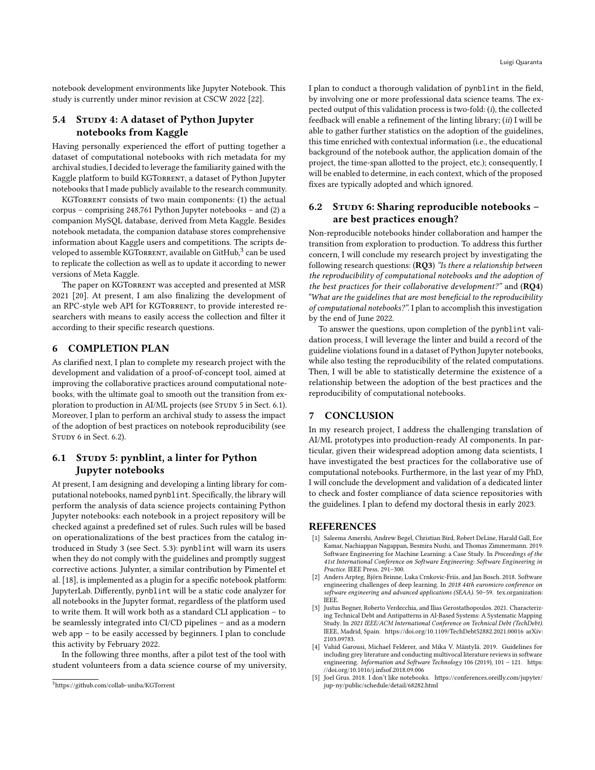notebook development environments like Jupyter Notebook. This study is currently under minor revision at CSCW 2022 [22].

### 5.4 Study 4: A dataset of Python Jupyter notebooks from Kaggle

Having personally experienced the effort of putting together a dataset of computational notebooks with rich metadata for my archival studies, I decided to leverage the familiarity gained with the Kaggle platform to build KGTorrent, a dataset of Python Jupyter notebooks that I made publicly available to the research community.

KGTorrent consists of two main components: (1) the actual corpus – comprising 248,761 Python Jupyter notebooks – and (2) a companion MySQL database, derived from Meta Kaggle. Besides notebook metadata, the companion database stores comprehensive information about Kaggle users and competitions. The scripts developed to assemble KGTorrent, available on GitHub,[3] can be used to replicate the collection as well as to update it according to newer versions of Meta Kaggle.

The paper on KGTorrent was accepted and presented at MSR 2021 [20]. At present, I am also finalizing the development of an RPC-style web API for KGTorrent, to provide interested researchers with means to easily access the collection and filter it according to their specific research questions.

## 6 COMPLETION PLAN

As clarified next, I plan to complete my research project with the development and validation of a proof-of-concept tool, aimed at improving the collaborative practices around computational notebooks, with the ultimate goal to smooth out the transition from exploration to production in AI/ML projects (see Study 5 in Sect. 6.1). Moreover, I plan to perform an archival study to assess the impact of the adoption of best practices on notebook reproducibility (see Study 6 in Sect. 6.2).

### 6.1 Study 5: pynblint, a linter for Python Jupyter notebooks

At present, I am designing and developing a linting library for computational notebooks, named `pynblint`. Specifically, the library will perform the analysis of data science projects containing Python Jupyter notebooks: each notebook in a project repository will be checked against a predefined set of rules. Such rules will be based on operationalizations of the best practices from the catalog introduced in Study 3 (see Sect. 5.3): `pynblint` will warn its users when they do not comply with the guidelines and promptly suggest corrective actions. Julynter, a similar contribution by Pimentel et al. [18], is implemented as a plugin for a specific notebook platform: JupyterLab. Differently, `pynblint` will be a static code analyzer for all notebooks in the Jupyter format, regardless of the platform used to write them. It will work both as a standard CLI application – to be seamlessly integrated into CI/CD pipelines – and as a modern web app – to be easily accessed by beginners. I plan to conclude this activity by February 2022.

In the following three months, after a pilot test of the tool with student volunteers from a data science course of my university, I plan to conduct a thorough validation of `pynblint` in the field, by involving one or more professional data science teams. The expected output of this validation process is two-fold: (*i*), the collected feedback will enable a refinement of the linting library; (*ii*) I will be able to gather further statistics on the adoption of the guidelines, this time enriched with contextual information (i.e., the educational background of the notebook author, the application domain of the project, the time-span allotted to the project, etc.); consequently, I will be enabled to determine, in each context, which of the proposed fixes are typically adopted and which ignored.

### 6.2 Study 6: Sharing reproducible notebooks – are best practices enough?

Non-reproducible notebooks hinder collaboration and hamper the transition from exploration to production. To address this further concern, I will conclude my research project by investigating the following research questions: (**RQ3**) *"Is there a relationship between the reproducibility of computational notebooks and the adoption of the best practices for their collaborative development?"* and (**RQ4**) *"What are the guidelines that are most beneficial to the reproducibility of computational notebooks?"*. I plan to accomplish this investigation by the end of June 2022.

To answer the questions, upon completion of the `pynblint` validation process, I will leverage the linter and build a record of the guideline violations found in a dataset of Python Jupyter notebooks, while also testing the reproducibility of the related computations. Then, I will be able to statistically determine the existence of a relationship between the adoption of the best practices and the reproducibility of computational notebooks.

## 7 CONCLUSION

In my research project, I address the challenging translation of AI/ML prototypes into production-ready AI components. In particular, given their widespread adoption among data scientists, I have investigated the best practices for the collaborative use of computational notebooks. Furthermore, in the last year of my PhD, I will conclude the development and validation of a dedicated linter to check and foster compliance of data science repositories with the guidelines. I plan to defend my doctoral thesis in early 2023.

## REFERENCES

[1] Saleema Amershi, Andrew Begel, Christian Bird, Robert DeLine, Harald Gall, Ece Kamar, Nachiappan Nagappan, Besmira Nushi, and Thomas Zimmermann. 2019. Software Engineering for Machine Learning: a Case Study. In *Proceedings of the 41st International Conference on Software Engineering: Software Engineering in Practice*. IEEE Press, 291–300.

[2] Anders Arpteg, Björn Brinne, Luka Crnkovic-Friis, and Jan Bosch. 2018. Software engineering challenges of deep learning. In *2018 44th euromicro conference on software engineering and advanced applications (SEAA)*. 50–59. tex.organization: IEEE.

[3] Justus Bogner, Roberto Verdecchia, and Ilias Gerostathopoulos. 2021. Characterizing Technical Debt and Antipatterns in AI-Based Systems: A Systematic Mapping Study. In *2021 IEEE/ACM International Conference on Technical Debt (TechDebt)*. IEEE, Madrid, Spain. https://doi.org/10.1109/TechDebt52882.2021.00016 arXiv: 2103.09783.

[4] Vahid Garousi, Michael Felderer, and Mika V. Mäntylä. 2019. Guidelines for including grey literature and conducting multivocal literature reviews in software engineering. *Information and Software Technology* 106 (2019), 101 – 121. https://doi.org/10.1016/j.infsof.2018.09.006

[5] Joel Grus. 2018. I don't like notebooks. https://conferences.oreilly.com/jupyter/jup-ny/public/schedule/detail/68282.html

[3] https://github.com/collab-uniba/KGTorrent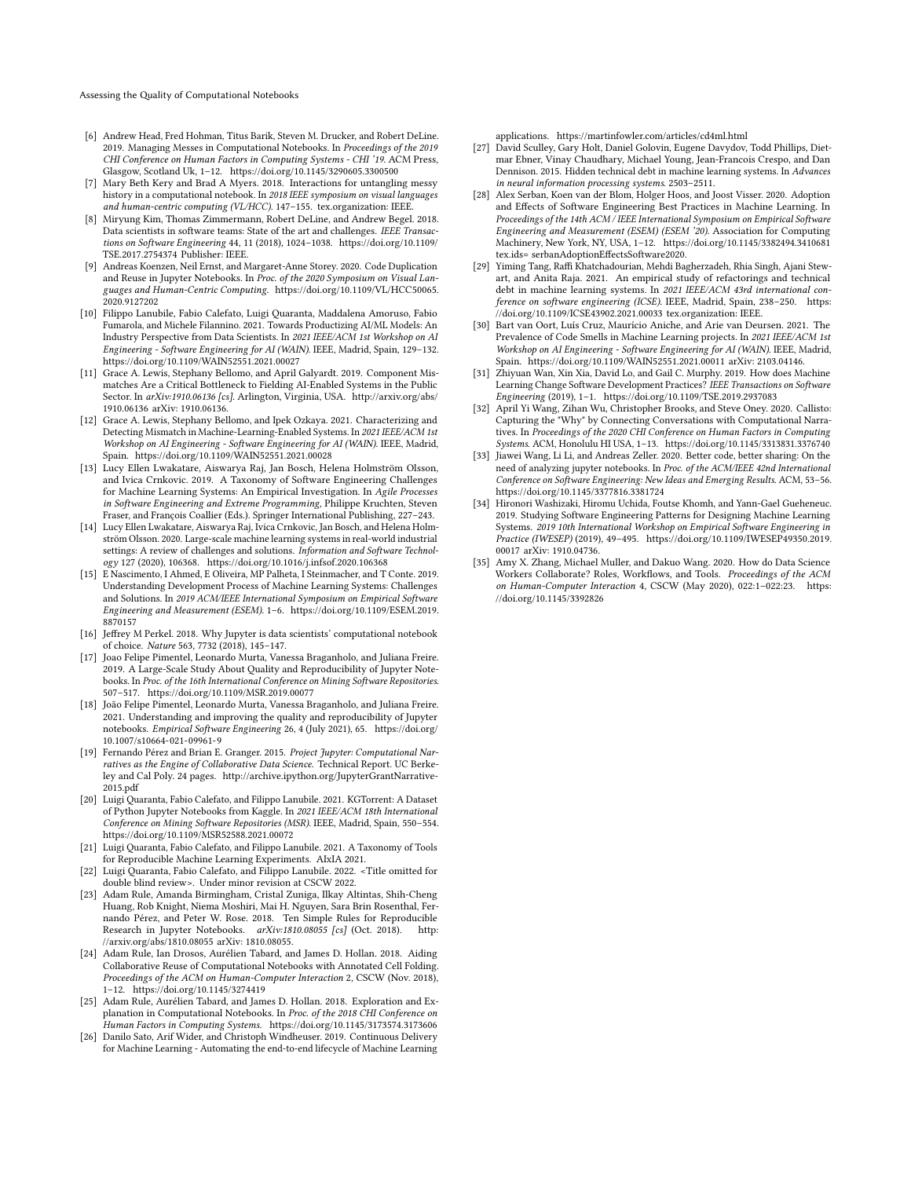[6] Andrew Head, Fred Hohman, Titus Barik, Steven M. Drucker, and Robert DeLine. 2019. Managing Messes in Computational Notebooks. In *Proceedings of the 2019 CHI Conference on Human Factors in Computing Systems - CHI '19*. ACM Press, Glasgow, Scotland Uk, 1–12. https://doi.org/10.1145/3290605.3300500

[7] Mary Beth Kery and Brad A Myers. 2018. Interactions for untangling messy history in a computational notebook. In *2018 IEEE symposium on visual languages and human-centric computing (VL/HCC)*. 147–155. tex.organization: IEEE.

[8] Miryung Kim, Thomas Zimmermann, Robert DeLine, and Andrew Begel. 2018. Data scientists in software teams: State of the art and challenges. *IEEE Transactions on Software Engineering* 44, 11 (2018), 1024–1038. https://doi.org/10.1109/TSE.2017.2754374 Publisher: IEEE.

[9] Andreas Koenzen, Neil Ernst, and Margaret-Anne Storey. 2020. Code Duplication and Reuse in Jupyter Notebooks. In *Proc. of the 2020 Symposium on Visual Languages and Human-Centric Computing*. https://doi.org/10.1109/VL/HCC50065.2020.9127202

[10] Filippo Lanubile, Fabio Calefato, Luigi Quaranta, Maddalena Amoruso, Fabio Fumarola, and Michele Filannino. 2021. Towards Productizing AI/ML Models: An Industry Perspective from Data Scientists. In *2021 IEEE/ACM 1st Workshop on AI Engineering - Software Engineering for AI (WAIN)*. IEEE, Madrid, Spain, 129–132. https://doi.org/10.1109/WAIN52551.2021.00027

[11] Grace A. Lewis, Stephany Bellomo, and April Galyardt. 2019. Component Mismatches Are a Critical Bottleneck to Fielding AI-Enabled Systems in the Public Sector. In *arXiv:1910.06136 [cs]*. Arlington, Virginia, USA. http://arxiv.org/abs/1910.06136 arXiv: 1910.06136.

[12] Grace A. Lewis, Stephany Bellomo, and Ipek Ozkaya. 2021. Characterizing and Detecting Mismatch in Machine-Learning-Enabled Systems. In *2021 IEEE/ACM 1st Workshop on AI Engineering - Software Engineering for AI (WAIN)*. IEEE, Madrid, Spain. https://doi.org/10.1109/WAIN52551.2021.00028

[13] Lucy Ellen Lwakatare, Aiswarya Raj, Jan Bosch, Helena Holmström Olsson, and Ivica Crnkovic. 2019. A Taxonomy of Software Engineering Challenges for Machine Learning Systems: An Empirical Investigation. In *Agile Processes in Software Engineering and Extreme Programming*, Philippe Kruchten, Steven Fraser, and François Coallier (Eds.). Springer International Publishing, 227–243.

[14] Lucy Ellen Lwakatare, Aiswarya Raj, Ivica Crnkovic, Jan Bosch, and Helena Holmström Olsson. 2020. Large-scale machine learning systems in real-world industrial settings: A review of challenges and solutions. *Information and Software Technology* 127 (2020), 106368. https://doi.org/10.1016/j.infsof.2020.106368

[15] E Nascimento, I Ahmed, E Oliveira, MP Palheta, I Steinmacher, and T Conte. 2019. Understanding Development Process of Machine Learning Systems: Challenges and Solutions. In *2019 ACM/IEEE International Symposium on Empirical Software Engineering and Measurement (ESEM)*. 1–6. https://doi.org/10.1109/ESEM.2019.8870157

[16] Jeffrey M Perkel. 2018. Why Jupyter is data scientists' computational notebook of choice. *Nature* 563, 7732 (2018), 145–147.

[17] Joao Felipe Pimentel, Leonardo Murta, Vanessa Braganholo, and Juliana Freire. 2019. A Large-Scale Study About Quality and Reproducibility of Jupyter Notebooks. In *Proc. of the 16th International Conference on Mining Software Repositories*. 507–517. https://doi.org/10.1109/MSR.2019.00077

[18] João Felipe Pimentel, Leonardo Murta, Vanessa Braganholo, and Juliana Freire. 2021. Understanding and improving the quality and reproducibility of Jupyter notebooks. *Empirical Software Engineering* 26, 4 (July 2021), 65. https://doi.org/10.1007/s10664-021-09961-9

[19] Fernando Pérez and Brian E. Granger. 2015. *Project Jupyter: Computational Narratives as the Engine of Collaborative Data Science.* Technical Report. UC Berkeley and Cal Poly. 24 pages. http://archive.ipython.org/JupyterGrantNarrative-2015.pdf

[20] Luigi Quaranta, Fabio Calefato, and Filippo Lanubile. 2021. KGTorrent: A Dataset of Python Jupyter Notebooks from Kaggle. In *2021 IEEE/ACM 18th International Conference on Mining Software Repositories (MSR)*. IEEE, Madrid, Spain, 550–554. https://doi.org/10.1109/MSR52588.2021.00072

[21] Luigi Quaranta, Fabio Calefato, and Filippo Lanubile. 2021. A Taxonomy of Tools for Reproducible Machine Learning Experiments. AIxIA 2021.

[22] Luigi Quaranta, Fabio Calefato, and Filippo Lanubile. 2022. <Title omitted for double blind review>. Under minor revision at CSCW 2022.

[23] Adam Rule, Amanda Birmingham, Cristal Zuniga, Ilkay Altintas, Shih-Cheng Huang, Rob Knight, Niema Moshiri, Mai H. Nguyen, Sara Brin Rosenthal, Fernando Pérez, and Peter W. Rose. 2018. Ten Simple Rules for Reproducible Research in Jupyter Notebooks. *arXiv:1810.08055 [cs]* (Oct. 2018). http://arxiv.org/abs/1810.08055 arXiv: 1810.08055.

[24] Adam Rule, Ian Drosos, Aurélien Tabard, and James D. Hollan. 2018. Aiding Collaborative Reuse of Computational Notebooks with Annotated Cell Folding. *Proceedings of the ACM on Human-Computer Interaction* 2, CSCW (Nov. 2018), 1–12. https://doi.org/10.1145/3274419

[25] Adam Rule, Aurélien Tabard, and James D. Hollan. 2018. Exploration and Explanation in Computational Notebooks. In *Proc. of the 2018 CHI Conference on Human Factors in Computing Systems*. https://doi.org/10.1145/3173574.3173606

[26] Danilo Sato, Arif Wider, and Christoph Windheuser. 2019. Continuous Delivery for Machine Learning - Automating the end-to-end lifecycle of Machine Learning applications. https://martinfowler.com/articles/cd4ml.html

[27] David Sculley, Gary Holt, Daniel Golovin, Eugene Davydov, Todd Phillips, Dietmar Ebner, Vinay Chaudhary, Michael Young, Jean-Francois Crespo, and Dan Dennison. 2015. Hidden technical debt in machine learning systems. In *Advances in neural information processing systems*. 2503–2511.

[28] Alex Serban, Koen van der Blom, Holger Hoos, and Joost Visser. 2020. Adoption and Effects of Software Engineering Best Practices in Machine Learning. In *Proceedings of the 14th ACM / IEEE International Symposium on Empirical Software Engineering and Measurement (ESEM) (ESEM '20)*. Association for Computing Machinery, New York, NY, USA, 1–12. https://doi.org/10.1145/3382494.3410681 tex.ids= serbanAdoptionEffectsSoftware2020.

[29] Yiming Tang, Raffi Khatchadourian, Mehdi Bagherzadeh, Rhia Singh, Ajani Stewart, and Anita Raja. 2021. An empirical study of refactorings and technical debt in machine learning systems. In *2021 IEEE/ACM 43rd international conference on software engineering (ICSE)*. IEEE, Madrid, Spain, 238–250. https://doi.org/10.1109/ICSE43902.2021.00033 tex.organization: IEEE.

[30] Bart van Oort, Luís Cruz, Maurício Aniche, and Arie van Deursen. 2021. The Prevalence of Code Smells in Machine Learning projects. In *2021 IEEE/ACM 1st Workshop on AI Engineering - Software Engineering for AI (WAIN)*. IEEE, Madrid, Spain. https://doi.org/10.1109/WAIN52551.2021.00011 arXiv: 2103.04146.

[31] Zhiyuan Wan, Xin Xia, David Lo, and Gail C. Murphy. 2019. How does Machine Learning Change Software Development Practices? *IEEE Transactions on Software Engineering* (2019), 1–1. https://doi.org/10.1109/TSE.2019.2937083

[32] April Yi Wang, Zihan Wu, Christopher Brooks, and Steve Oney. 2020. Callisto: Capturing the "Why" by Connecting Conversations with Computational Narratives. In *Proceedings of the 2020 CHI Conference on Human Factors in Computing Systems*. ACM, Honolulu HI USA, 1–13. https://doi.org/10.1145/3313831.3376740

[33] Jiawei Wang, Li Li, and Andreas Zeller. 2020. Better code, better sharing: On the need of analyzing jupyter notebooks. In *Proc. of the ACM/IEEE 42nd International Conference on Software Engineering: New Ideas and Emerging Results*. ACM, 53–56. https://doi.org/10.1145/3377816.3381724

[34] Hironori Washizaki, Hiromu Uchida, Foutse Khomh, and Yann-Gael Gueheneuc. 2019. Studying Software Engineering Patterns for Designing Machine Learning Systems. *2019 10th International Workshop on Empirical Software Engineering in Practice (IWESEP)* (2019), 49–495. https://doi.org/10.1109/IWESEP49350.2019.00017 arXiv: 1910.04736.

[35] Amy X. Zhang, Michael Muller, and Dakuo Wang. 2020. How do Data Science Workers Collaborate? Roles, Workflows, and Tools. *Proceedings of the ACM on Human-Computer Interaction* 4, CSCW (May 2020), 022:1–022:23. https://doi.org/10.1145/3392826